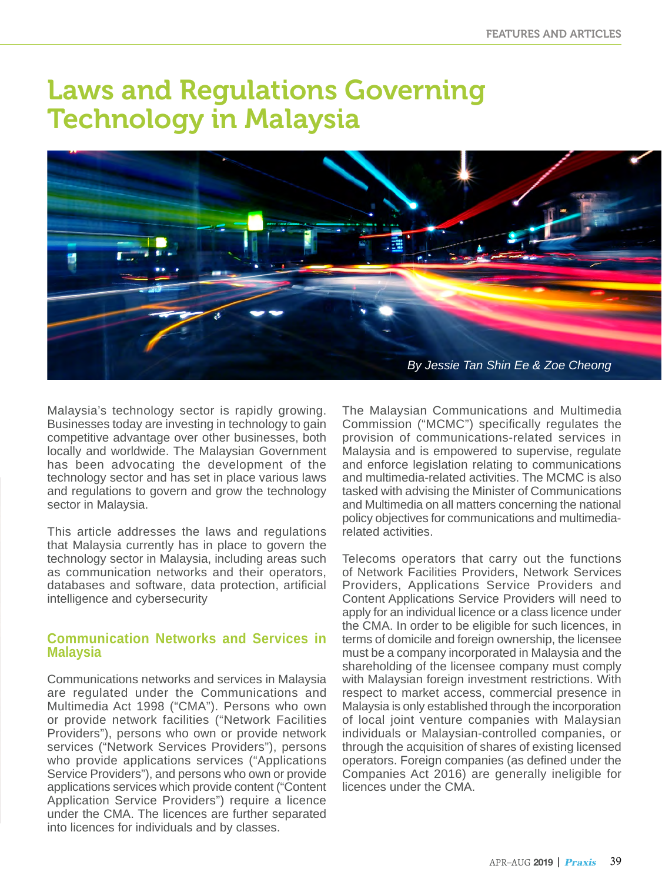# Laws and Regulations Governing Technology in Malaysia

*By Jessie Tan Shin Ee & Zoe Cheong*

Malaysia's technology sector is rapidly growing. Businesses today are investing in technology to gain competitive advantage over other businesses, both locally and worldwide. The Malaysian Government has been advocating the development of the technology sector and has set in place various laws and regulations to govern and grow the technology sector in Malaysia.

This article addresses the laws and regulations that Malaysia currently has in place to govern the technology sector in Malaysia, including areas such as communication networks and their operators, databases and software, data protection, artificial intelligence and cybersecurity

## Communication Networks and Services in Malaysia

Communications networks and services in Malaysia are regulated under the Communications and Multimedia Act 1998 ("CMA"). Persons who own or provide network facilities ("Network Facilities Providers"), persons who own or provide network services ("Network Services Providers"), persons who provide applications services ("Applications Service Providers"), and persons who own or provide applications services which provide content ("Content Application Service Providers") require a licence under the CMA. The licences are further separated into licences for individuals and by classes.

The Malaysian Communications and Multimedia Commission ("MCMC") specifically regulates the provision of communications-related services in Malaysia and is empowered to supervise, regulate and enforce legislation relating to communications and multimedia-related activities. The MCMC is also tasked with advising the Minister of Communications and Multimedia on all matters concerning the national policy objectives for communications and multimedia-related activities.

Telecoms operators that carry out the functions of Network Facilities Providers, Network Services Providers, Applications Service Providers and Content Applications Service Providers will need to apply for an individual licence or a class licence under the CMA. In order to be eligible for such licences, in terms of domicile and foreign ownership, the licensee must be a company incorporated in Malaysia and the shareholding of the licensee company must comply with Malaysian foreign investment restrictions. With respect to market access, commercial presence in Malaysia is only established through the incorporation of local joint venture companies with Malaysian individuals or Malaysian-controlled companies, or through the acquisition of shares of existing licensed operators. Foreign companies (as defined under the Companies Act 2016) are generally ineligible for licences under the CMA.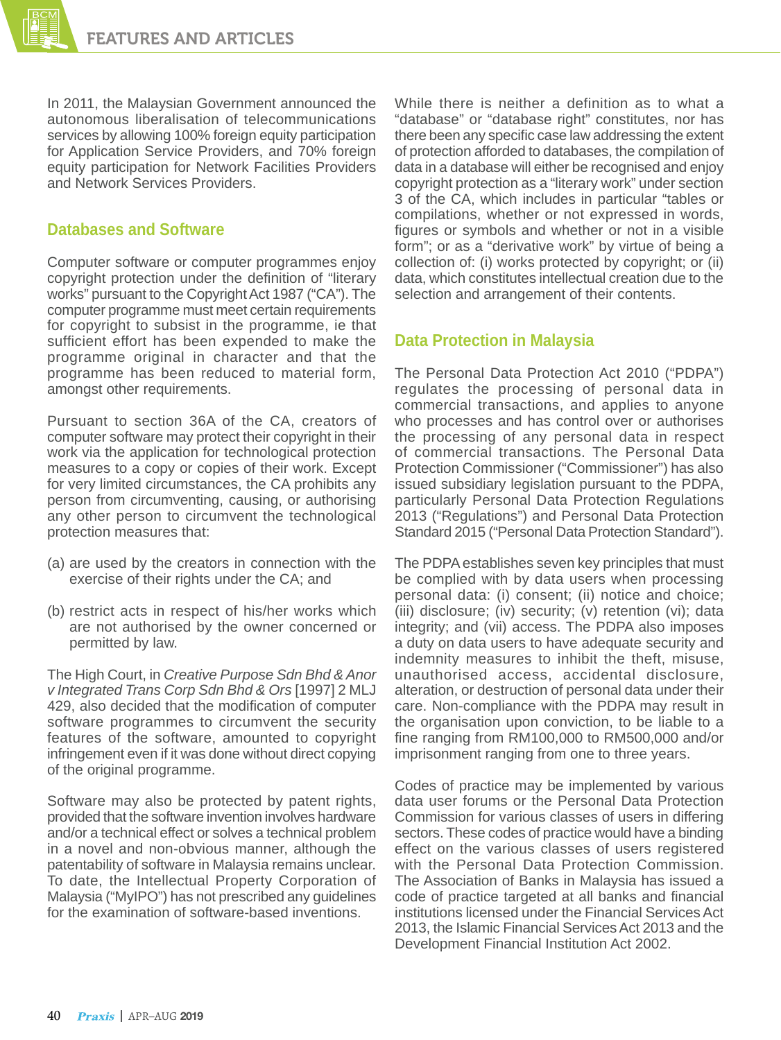In 2011, the Malaysian Government announced the autonomous liberalisation of telecommunications services by allowing 100% foreign equity participation for Application Service Providers, and 70% foreign equity participation for Network Facilities Providers and Network Services Providers.

## Databases and Software

Computer software or computer programmes enjoy copyright protection under the definition of "literary works" pursuant to the Copyright Act 1987 ("CA"). The computer programme must meet certain requirements for copyright to subsist in the programme, ie that sufficient effort has been expended to make the programme original in character and that the programme has been reduced to material form, amongst other requirements.

Pursuant to section 36A of the CA, creators of computer software may protect their copyright in their work via the application for technological protection measures to a copy or copies of their work. Except for very limited circumstances, the CA prohibits any person from circumventing, causing, or authorising any other person to circumvent the technological protection measures that:

(a) are used by the creators in connection with the exercise of their rights under the CA; and

(b) restrict acts in respect of his/her works which are not authorised by the owner concerned or permitted by law.

The High Court, in *Creative Purpose Sdn Bhd & Anor v Integrated Trans Corp Sdn Bhd & Ors* [1997] 2 MLJ 429, also decided that the modification of computer software programmes to circumvent the security features of the software, amounted to copyright infringement even if it was done without direct copying of the original programme.

Software may also be protected by patent rights, provided that the software invention involves hardware and/or a technical effect or solves a technical problem in a novel and non-obvious manner, although the patentability of software in Malaysia remains unclear. To date, the Intellectual Property Corporation of Malaysia ("MyIPO") has not prescribed any guidelines for the examination of software-based inventions.

While there is neither a definition as to what a "database" or "database right" constitutes, nor has there been any specific case law addressing the extent of protection afforded to databases, the compilation of data in a database will either be recognised and enjoy copyright protection as a "literary work" under section 3 of the CA, which includes in particular "tables or compilations, whether or not expressed in words, figures or symbols and whether or not in a visible form"; or as a "derivative work" by virtue of being a collection of: (i) works protected by copyright; or (ii) data, which constitutes intellectual creation due to the selection and arrangement of their contents.

## Data Protection in Malaysia

The Personal Data Protection Act 2010 ("PDPA") regulates the processing of personal data in commercial transactions, and applies to anyone who processes and has control over or authorises the processing of any personal data in respect of commercial transactions. The Personal Data Protection Commissioner ("Commissioner") has also issued subsidiary legislation pursuant to the PDPA, particularly Personal Data Protection Regulations 2013 ("Regulations") and Personal Data Protection Standard 2015 ("Personal Data Protection Standard").

The PDPA establishes seven key principles that must be complied with by data users when processing personal data: (i) consent; (ii) notice and choice; (iii) disclosure; (iv) security; (v) retention (vi); data integrity; and (vii) access. The PDPA also imposes a duty on data users to have adequate security and indemnity measures to inhibit the theft, misuse, unauthorised access, accidental disclosure, alteration, or destruction of personal data under their care. Non-compliance with the PDPA may result in the organisation upon conviction, to be liable to a fine ranging from RM100,000 to RM500,000 and/or imprisonment ranging from one to three years.

Codes of practice may be implemented by various data user forums or the Personal Data Protection Commission for various classes of users in differing sectors. These codes of practice would have a binding effect on the various classes of users registered with the Personal Data Protection Commission. The Association of Banks in Malaysia has issued a code of practice targeted at all banks and financial institutions licensed under the Financial Services Act 2013, the Islamic Financial Services Act 2013 and the Development Financial Institution Act 2002.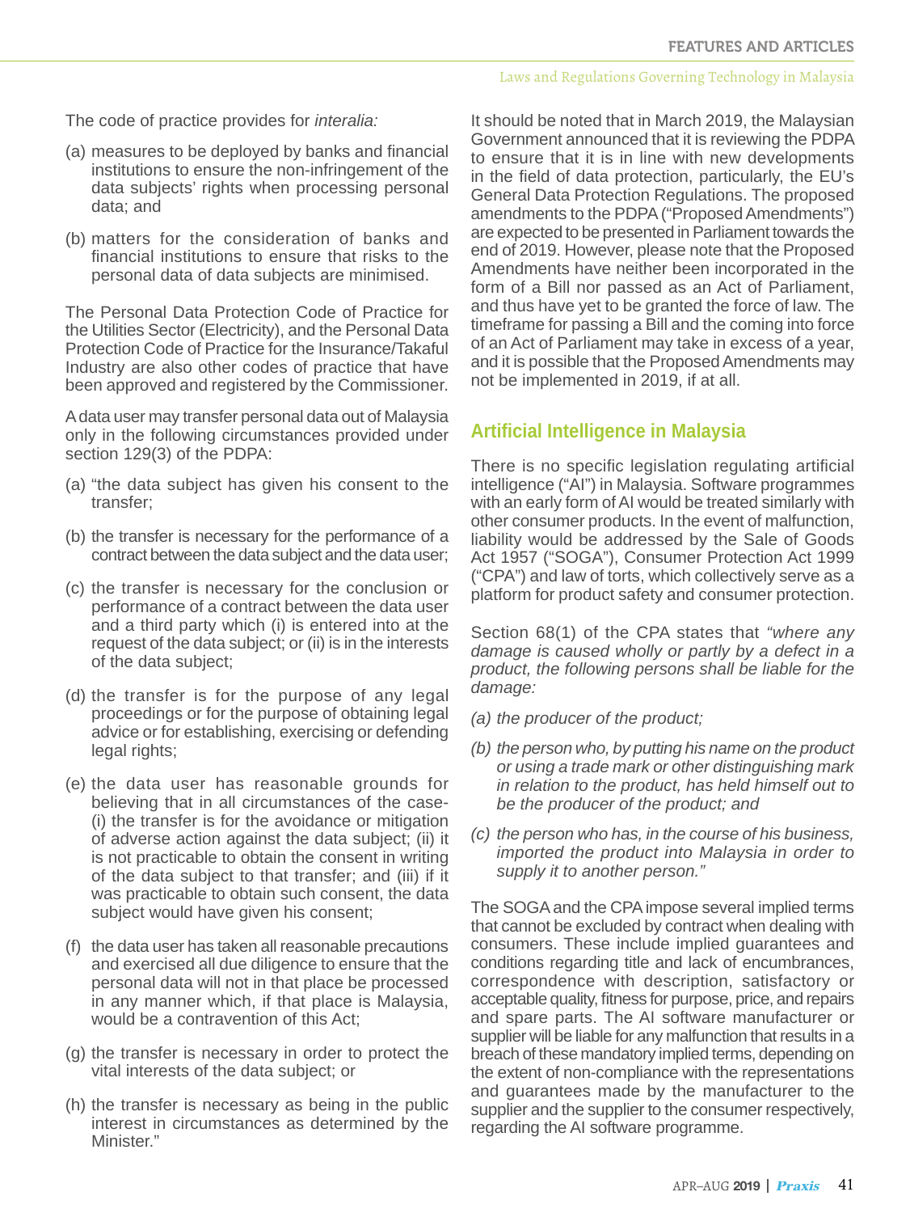The code of practice provides for *interalia:*

(a) measures to be deployed by banks and financial institutions to ensure the non-infringement of the data subjects' rights when processing personal data; and

(b) matters for the consideration of banks and financial institutions to ensure that risks to the personal data of data subjects are minimised.

The Personal Data Protection Code of Practice for the Utilities Sector (Electricity), and the Personal Data Protection Code of Practice for the Insurance/Takaful Industry are also other codes of practice that have been approved and registered by the Commissioner.

A data user may transfer personal data out of Malaysia only in the following circumstances provided under section 129(3) of the PDPA:

(a) "the data subject has given his consent to the transfer;

(b) the transfer is necessary for the performance of a contract between the data subject and the data user;

(c) the transfer is necessary for the conclusion or performance of a contract between the data user and a third party which (i) is entered into at the request of the data subject; or (ii) is in the interests of the data subject;

(d) the transfer is for the purpose of any legal proceedings or for the purpose of obtaining legal advice or for establishing, exercising or defending legal rights;

(e) the data user has reasonable grounds for believing that in all circumstances of the case- (i) the transfer is for the avoidance or mitigation of adverse action against the data subject; (ii) it is not practicable to obtain the consent in writing of the data subject to that transfer; and (iii) if it was practicable to obtain such consent, the data subject would have given his consent;

(f) the data user has taken all reasonable precautions and exercised all due diligence to ensure that the personal data will not in that place be processed in any manner which, if that place is Malaysia, would be a contravention of this Act;

(g) the transfer is necessary in order to protect the vital interests of the data subject; or

(h) the transfer is necessary as being in the public interest in circumstances as determined by the Minister."

It should be noted that in March 2019, the Malaysian Government announced that it is reviewing the PDPA to ensure that it is in line with new developments in the field of data protection, particularly, the EU's General Data Protection Regulations. The proposed amendments to the PDPA ("Proposed Amendments") are expected to be presented in Parliament towards the end of 2019. However, please note that the Proposed Amendments have neither been incorporated in the form of a Bill nor passed as an Act of Parliament, and thus have yet to be granted the force of law. The timeframe for passing a Bill and the coming into force of an Act of Parliament may take in excess of a year, and it is possible that the Proposed Amendments may not be implemented in 2019, if at all.

## Artificial Intelligence in Malaysia

There is no specific legislation regulating artificial intelligence ("AI") in Malaysia. Software programmes with an early form of AI would be treated similarly with other consumer products. In the event of malfunction, liability would be addressed by the Sale of Goods Act 1957 ("SOGA"), Consumer Protection Act 1999 ("CPA") and law of torts, which collectively serve as a platform for product safety and consumer protection.

Section 68(1) of the CPA states that *"where any damage is caused wholly or partly by a defect in a product, the following persons shall be liable for the damage:*

*(a) the producer of the product;*

*(b) the person who, by putting his name on the product or using a trade mark or other distinguishing mark in relation to the product, has held himself out to be the producer of the product; and*

*(c) the person who has, in the course of his business, imported the product into Malaysia in order to supply it to another person."*

The SOGA and the CPA impose several implied terms that cannot be excluded by contract when dealing with consumers. These include implied guarantees and conditions regarding title and lack of encumbrances, correspondence with description, satisfactory or acceptable quality, fitness for purpose, price, and repairs and spare parts. The AI software manufacturer or supplier will be liable for any malfunction that results in a breach of these mandatory implied terms, depending on the extent of non-compliance with the representations and guarantees made by the manufacturer to the supplier and the supplier to the consumer respectively, regarding the AI software programme.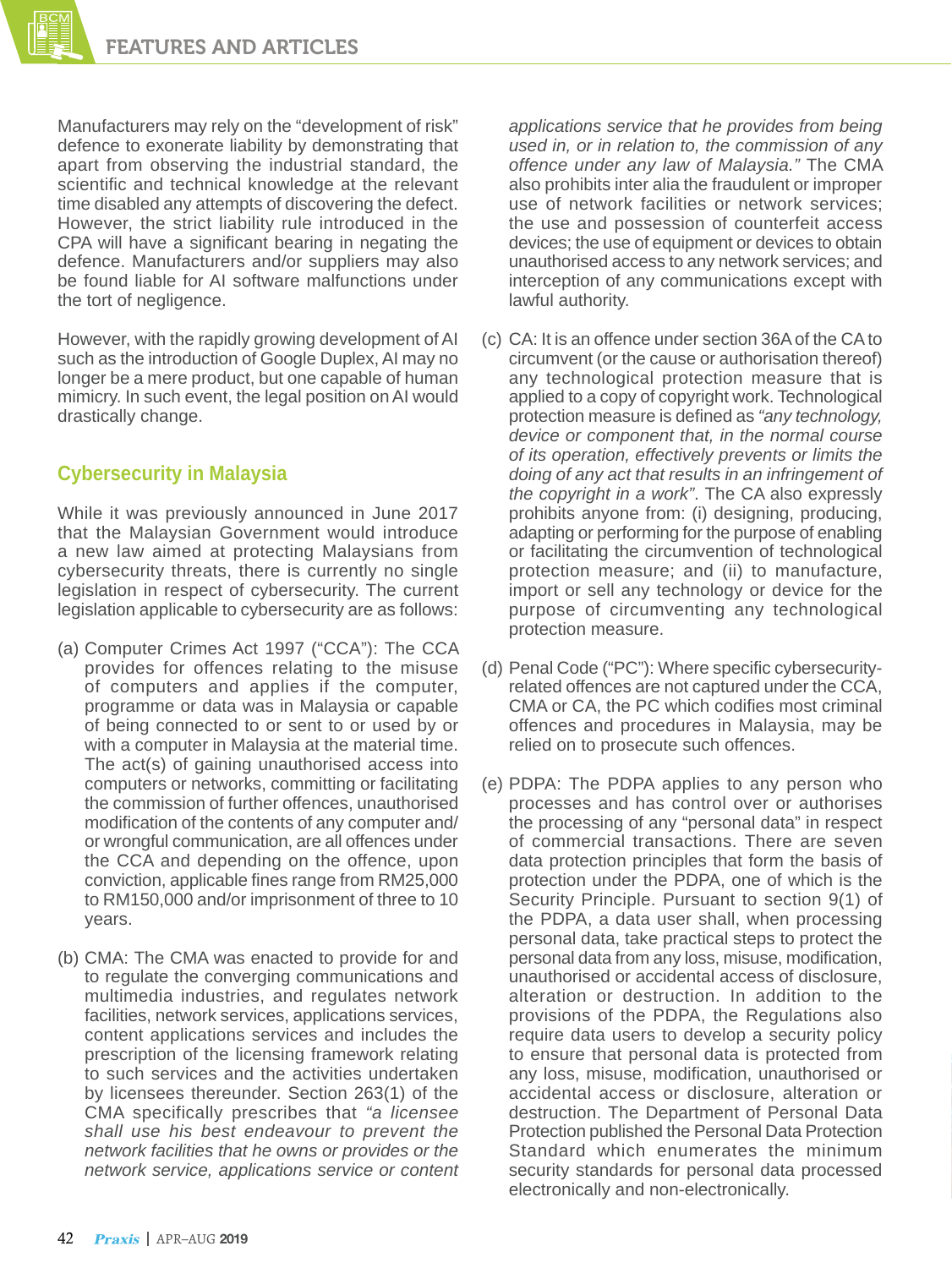Manufacturers may rely on the "development of risk" defence to exonerate liability by demonstrating that apart from observing the industrial standard, the scientific and technical knowledge at the relevant time disabled any attempts of discovering the defect. However, the strict liability rule introduced in the CPA will have a significant bearing in negating the defence. Manufacturers and/or suppliers may also be found liable for AI software malfunctions under the tort of negligence.

However, with the rapidly growing development of AI such as the introduction of Google Duplex, AI may no longer be a mere product, but one capable of human mimicry. In such event, the legal position on AI would drastically change.

## Cybersecurity in Malaysia

While it was previously announced in June 2017 that the Malaysian Government would introduce a new law aimed at protecting Malaysians from cybersecurity threats, there is currently no single legislation in respect of cybersecurity. The current legislation applicable to cybersecurity are as follows:

(a) Computer Crimes Act 1997 ("CCA"): The CCA provides for offences relating to the misuse of computers and applies if the computer, programme or data was in Malaysia or capable of being connected to or sent to or used by or with a computer in Malaysia at the material time. The act(s) of gaining unauthorised access into computers or networks, committing or facilitating the commission of further offences, unauthorised modification of the contents of any computer and/or wrongful communication, are all offences under the CCA and depending on the offence, upon conviction, applicable fines range from RM25,000 to RM150,000 and/or imprisonment of three to 10 years.

(b) CMA: The CMA was enacted to provide for and to regulate the converging communications and multimedia industries, and regulates network facilities, network services, applications services, content applications services and includes the prescription of the licensing framework relating to such services and the activities undertaken by licensees thereunder. Section 263(1) of the CMA specifically prescribes that *"a licensee shall use his best endeavour to prevent the network facilities that he owns or provides or the network service, applications service or content applications service that he provides from being used in, or in relation to, the commission of any offence under any law of Malaysia."* The CMA also prohibits inter alia the fraudulent or improper use of network facilities or network services; the use and possession of counterfeit access devices; the use of equipment or devices to obtain unauthorised access to any network services; and interception of any communications except with lawful authority.

(c) CA: It is an offence under section 36A of the CA to circumvent (or the cause or authorisation thereof) any technological protection measure that is applied to a copy of copyright work. Technological protection measure is defined as *"any technology, device or component that, in the normal course of its operation, effectively prevents or limits the doing of any act that results in an infringement of the copyright in a work"*. The CA also expressly prohibits anyone from: (i) designing, producing, adapting or performing for the purpose of enabling or facilitating the circumvention of technological protection measure; and (ii) to manufacture, import or sell any technology or device for the purpose of circumventing any technological protection measure.

(d) Penal Code ("PC"): Where specific cybersecurity-related offences are not captured under the CCA, CMA or CA, the PC which codifies most criminal offences and procedures in Malaysia, may be relied on to prosecute such offences.

(e) PDPA: The PDPA applies to any person who processes and has control over or authorises the processing of any "personal data" in respect of commercial transactions. There are seven data protection principles that form the basis of protection under the PDPA, one of which is the Security Principle. Pursuant to section 9(1) of the PDPA, a data user shall, when processing personal data, take practical steps to protect the personal data from any loss, misuse, modification, unauthorised or accidental access of disclosure, alteration or destruction. In addition to the provisions of the PDPA, the Regulations also require data users to develop a security policy to ensure that personal data is protected from any loss, misuse, modification, unauthorised or accidental access or disclosure, alteration or destruction. The Department of Personal Data Protection published the Personal Data Protection Standard which enumerates the minimum security standards for personal data processed electronically and non-electronically.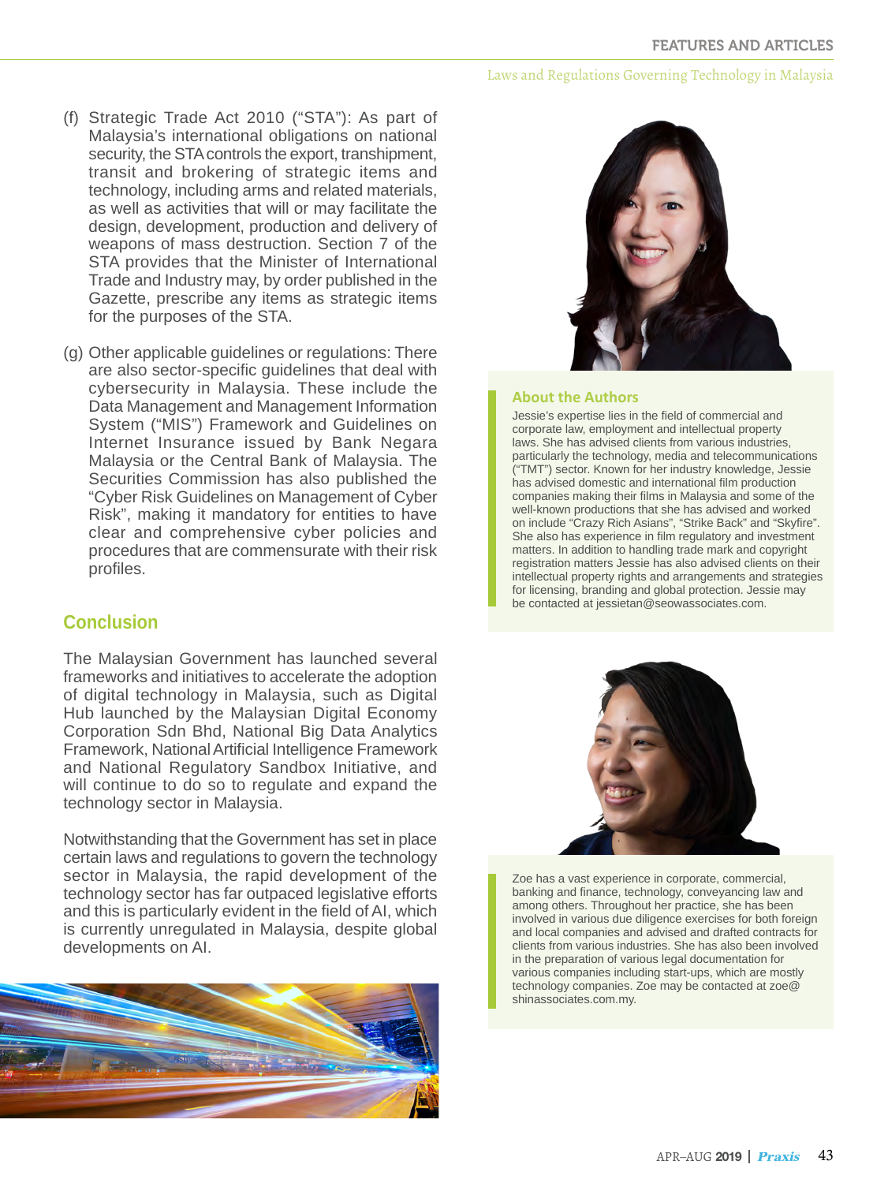(f) Strategic Trade Act 2010 ("STA"): As part of Malaysia's international obligations on national security, the STA controls the export, transhipment, transit and brokering of strategic items and technology, including arms and related materials, as well as activities that will or may facilitate the design, development, production and delivery of weapons of mass destruction. Section 7 of the STA provides that the Minister of International Trade and Industry may, by order published in the Gazette, prescribe any items as strategic items for the purposes of the STA.

(g) Other applicable guidelines or regulations: There are also sector-specific guidelines that deal with cybersecurity in Malaysia. These include the Data Management and Management Information System ("MIS") Framework and Guidelines on Internet Insurance issued by Bank Negara Malaysia or the Central Bank of Malaysia. The Securities Commission has also published the "Cyber Risk Guidelines on Management of Cyber Risk", making it mandatory for entities to have clear and comprehensive cyber policies and procedures that are commensurate with their risk profiles.

## Conclusion

The Malaysian Government has launched several frameworks and initiatives to accelerate the adoption of digital technology in Malaysia, such as Digital Hub launched by the Malaysian Digital Economy Corporation Sdn Bhd, National Big Data Analytics Framework, National Artificial Intelligence Framework and National Regulatory Sandbox Initiative, and will continue to do so to regulate and expand the technology sector in Malaysia.

Notwithstanding that the Government has set in place certain laws and regulations to govern the technology sector in Malaysia, the rapid development of the technology sector has far outpaced legislative efforts and this is particularly evident in the field of AI, which is currently unregulated in Malaysia, despite global developments on AI.

### About the Authors

Jessie's expertise lies in the field of commercial and corporate law, employment and intellectual property laws. She has advised clients from various industries, particularly the technology, media and telecommunications ("TMT") sector. Known for her industry knowledge, Jessie has advised domestic and international film production companies making their films in Malaysia and some of the well-known productions that she has advised and worked on include "Crazy Rich Asians", "Strike Back" and "Skyfire". She also has experience in film regulatory and investment matters. In addition to handling trade mark and copyright registration matters Jessie has also advised clients on their intellectual property rights and arrangements and strategies for licensing, branding and global protection. Jessie may be contacted at jessietan@seowassociates.com.

Zoe has a vast experience in corporate, commercial, banking and finance, technology, conveyancing law and among others. Throughout her practice, she has been involved in various due diligence exercises for both foreign and local companies and advised and drafted contracts for clients from various industries. She has also been involved in the preparation of various legal documentation for various companies including start-ups, which are mostly technology companies. Zoe may be contacted at zoe@shinassociates.com.my.